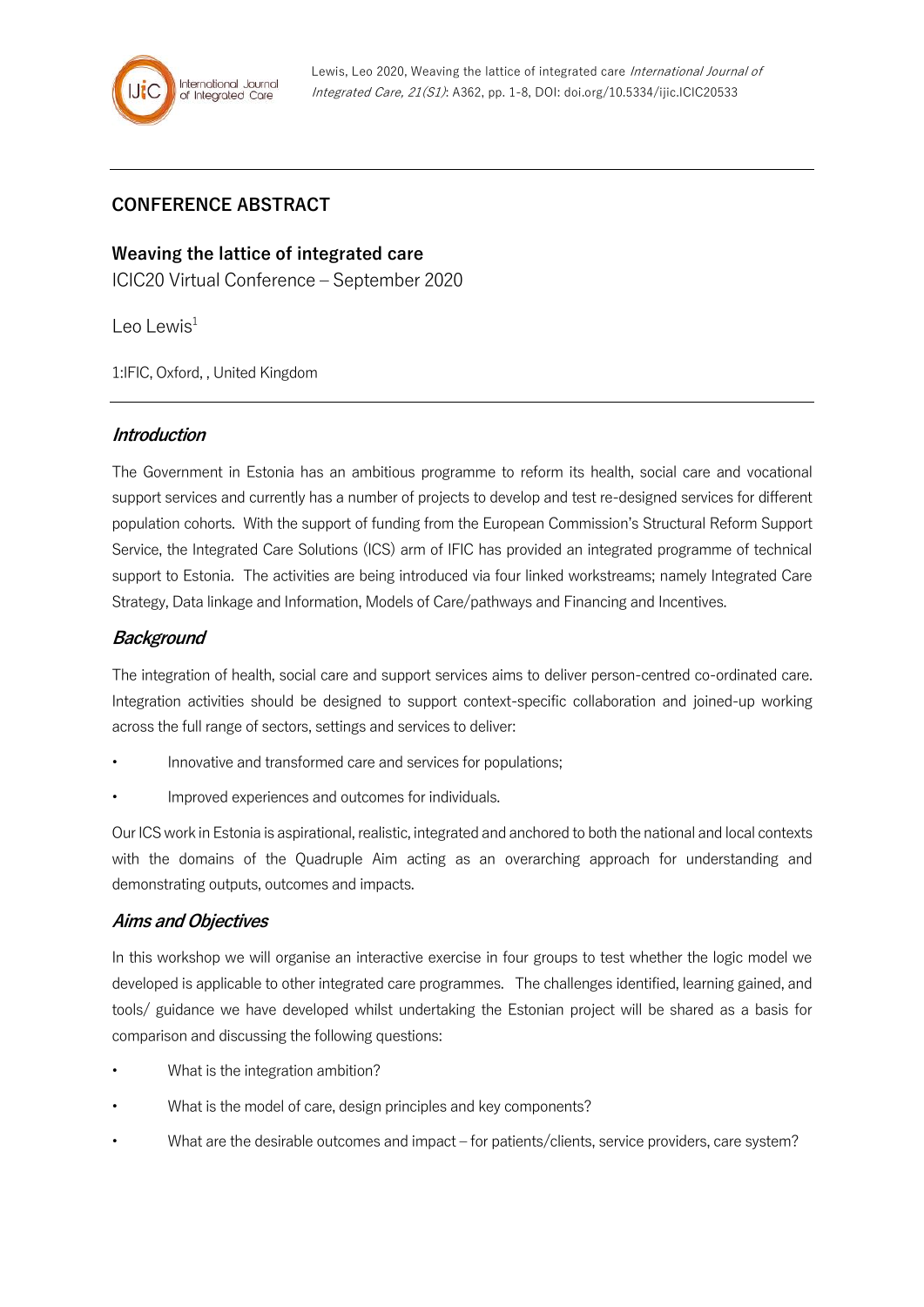## CONFERENCE ABSTRACT

# Weaving the lattice of integrated care

ICIC20 Virtual Conference – September 2020

Leo Lewis[1]

1:IFIC, Oxford, , United Kingdom

---

### *Introduction*

The Government in Estonia has an ambitious programme to reform its health, social care and vocational support services and currently has a number of projects to develop and test re-designed services for different population cohorts. With the support of funding from the European Commission's Structural Reform Support Service, the Integrated Care Solutions (ICS) arm of IFIC has provided an integrated programme of technical support to Estonia. The activities are being introduced via four linked workstreams; namely Integrated Care Strategy, Data linkage and Information, Models of Care/pathways and Financing and Incentives.

### *Background*

The integration of health, social care and support services aims to deliver person-centred co-ordinated care. Integration activities should be designed to support context-specific collaboration and joined-up working across the full range of sectors, settings and services to deliver:

- Innovative and transformed care and services for populations;
- Improved experiences and outcomes for individuals.

Our ICS work in Estonia is aspirational, realistic, integrated and anchored to both the national and local contexts with the domains of the Quadruple Aim acting as an overarching approach for understanding and demonstrating outputs, outcomes and impacts.

### *Aims and Objectives*

In this workshop we will organise an interactive exercise in four groups to test whether the logic model we developed is applicable to other integrated care programmes. The challenges identified, learning gained, and tools/ guidance we have developed whilst undertaking the Estonian project will be shared as a basis for comparison and discussing the following questions:

- What is the integration ambition?
- What is the model of care, design principles and key components?
- What are the desirable outcomes and impact – for patients/clients, service providers, care system?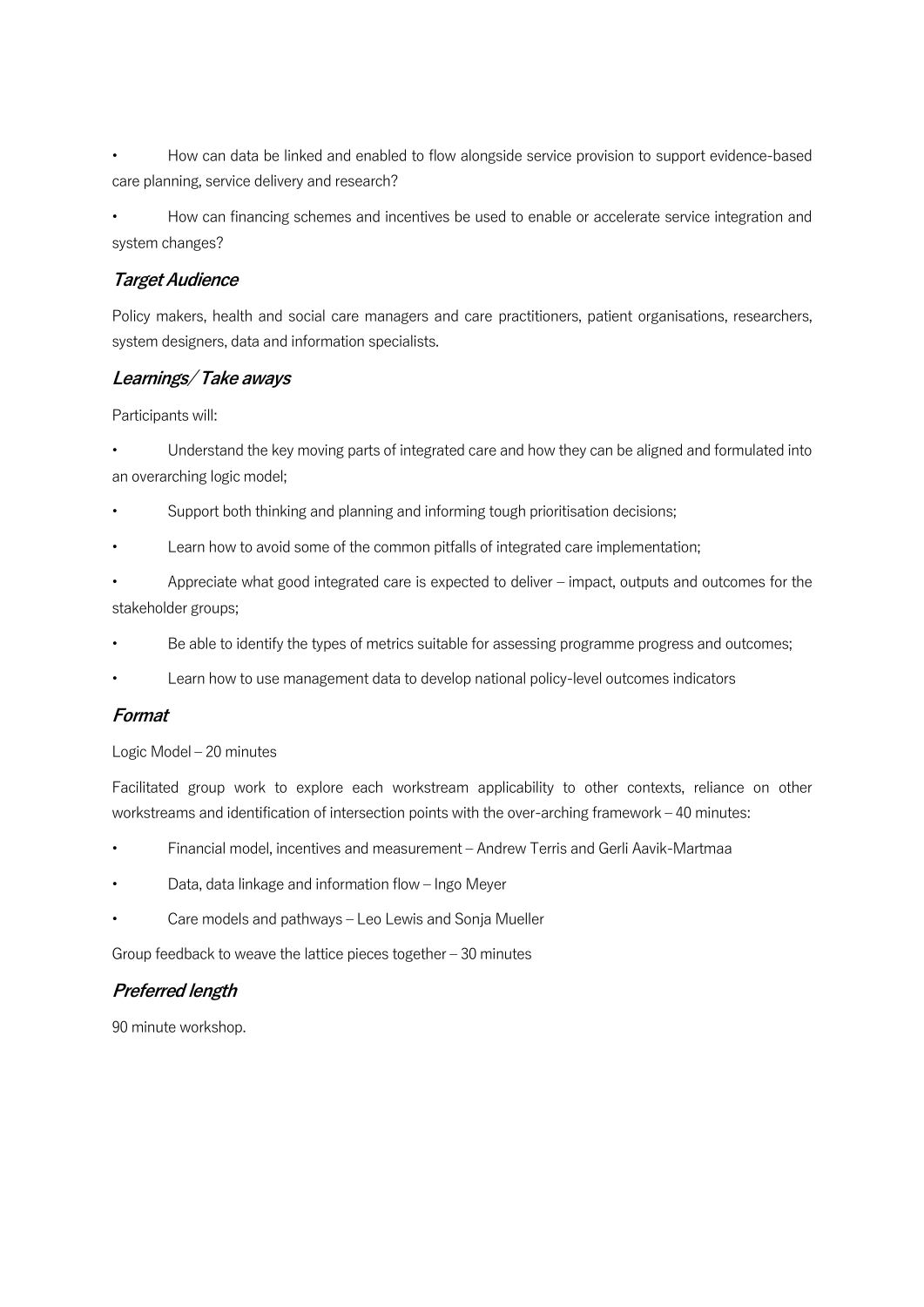- How can data be linked and enabled to flow alongside service provision to support evidence-based care planning, service delivery and research?
- How can financing schemes and incentives be used to enable or accelerate service integration and system changes?

### *Target Audience*

Policy makers, health and social care managers and care practitioners, patient organisations, researchers, system designers, data and information specialists.

### *Learnings/ Take aways*

Participants will:

- Understand the key moving parts of integrated care and how they can be aligned and formulated into an overarching logic model;
- Support both thinking and planning and informing tough prioritisation decisions;
- Learn how to avoid some of the common pitfalls of integrated care implementation;
- Appreciate what good integrated care is expected to deliver – impact, outputs and outcomes for the stakeholder groups;
- Be able to identify the types of metrics suitable for assessing programme progress and outcomes;
- Learn how to use management data to develop national policy-level outcomes indicators

### *Format*

Logic Model – 20 minutes

Facilitated group work to explore each workstream applicability to other contexts, reliance on other workstreams and identification of intersection points with the over-arching framework – 40 minutes:

- Financial model, incentives and measurement – Andrew Terris and Gerli Aavik-Martmaa
- Data, data linkage and information flow – Ingo Meyer
- Care models and pathways – Leo Lewis and Sonja Mueller

Group feedback to weave the lattice pieces together – 30 minutes

### *Preferred length*

90 minute workshop.